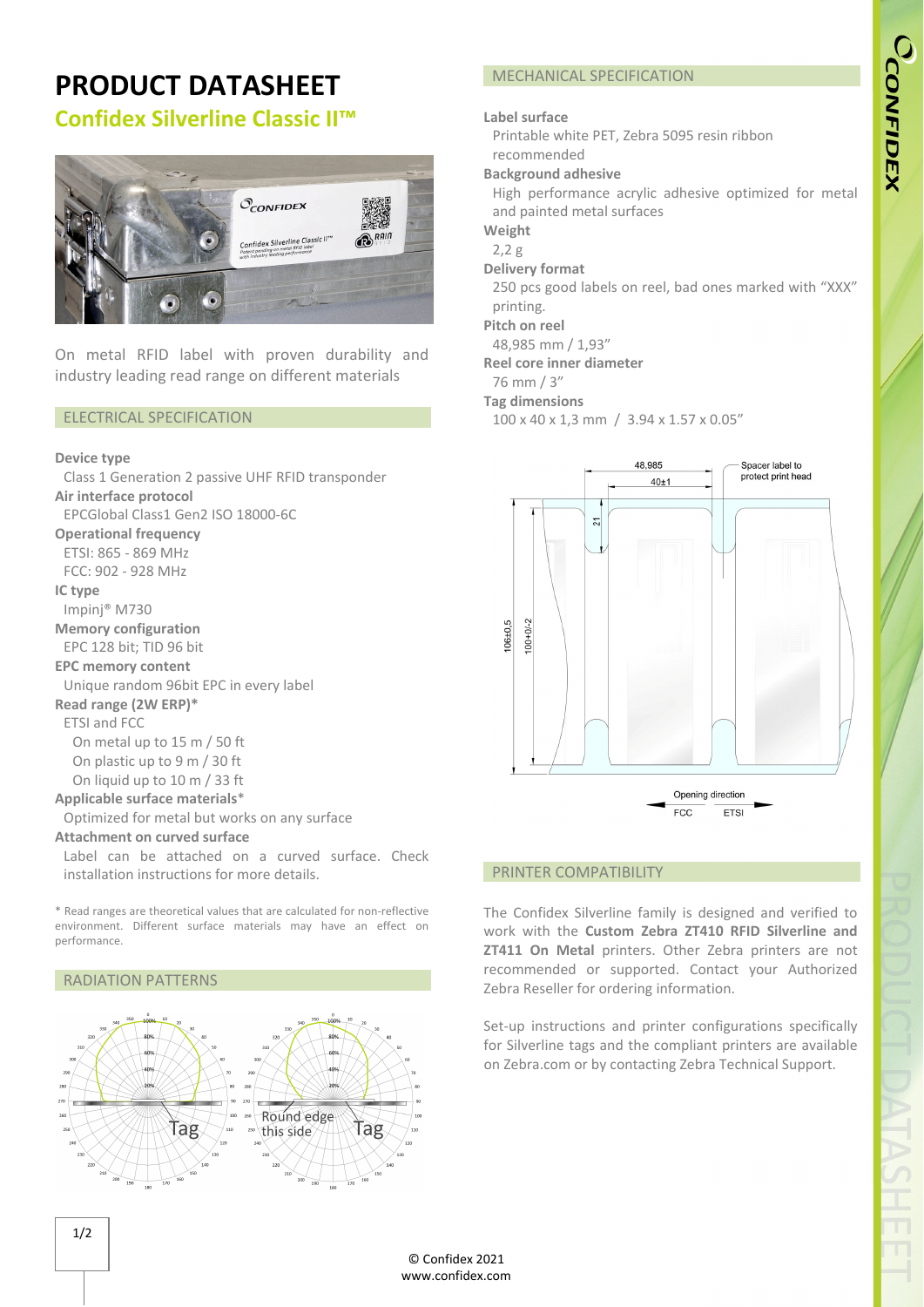# PRODUCT DATASHEET

## Confidex Silverline Classic II™

On metal RFID label with proven durability and industry leading read range on different materials

## ELECTRICAL SPECIFICATION

**Device type**
Class 1 Generation 2 passive UHF RFID transponder

**Air interface protocol**
EPCGlobal Class1 Gen2 ISO 18000-6C

**Operational frequency**
ETSI: 865 - 869 MHz
FCC: 902 - 928 MHz

**IC type**
Impinj® M730

**Memory configuration**
EPC 128 bit; TID 96 bit

**EPC memory content**
Unique random 96bit EPC in every label

**Read range (2W ERP)***
ETSI and FCC
- On metal up to 15 m / 50 ft
- On plastic up to 9 m / 30 ft
- On liquid up to 10 m / 33 ft

**Applicable surface materials***
Optimized for metal but works on any surface

**Attachment on curved surface**
Label can be attached on a curved surface. Check installation instructions for more details.

\* Read ranges are theoretical values that are calculated for non-reflective environment. Different surface materials may have an effect on performance.

## RADIATION PATTERNS

## MECHANICAL SPECIFICATION

**Label surface**
Printable white PET, Zebra 5095 resin ribbon recommended

**Background adhesive**
High performance acrylic adhesive optimized for metal and painted metal surfaces

**Weight**
2,2 g

**Delivery format**
250 pcs good labels on reel, bad ones marked with "XXX" printing.

**Pitch on reel**
48,985 mm / 1,93"

**Reel core inner diameter**
76 mm / 3"

**Tag dimensions**
100 x 40 x 1,3 mm / 3.94 x 1.57 x 0.05"

## PRINTER COMPATIBILITY

The Confidex Silverline family is designed and verified to work with the **Custom Zebra ZT410 RFID Silverline and ZT411 On Metal** printers. Other Zebra printers are not recommended or supported. Contact your Authorized Zebra Reseller for ordering information.

Set-up instructions and printer configurations specifically for Silverline tags and the compliant printers are available on Zebra.com or by contacting Zebra Technical Support.

© Confidex 2021
www.confidex.com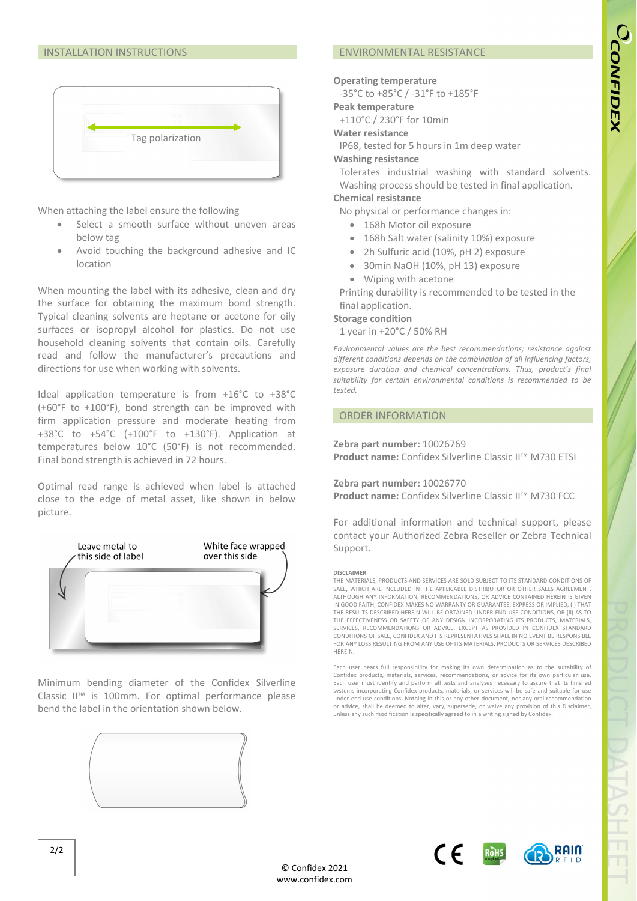## INSTALLATION INSTRUCTIONS

Tag polarization

When attaching the label ensure the following

- Select a smooth surface without uneven areas below tag
- Avoid touching the background adhesive and IC location

When mounting the label with its adhesive, clean and dry the surface for obtaining the maximum bond strength. Typical cleaning solvents are heptane or acetone for oily surfaces or isopropyl alcohol for plastics. Do not use household cleaning solvents that contain oils. Carefully read and follow the manufacturer's precautions and directions for use when working with solvents.

Ideal application temperature is from +16°C to +38°C (+60°F to +100°F), bond strength can be improved with firm application pressure and moderate heating from +38°C to +54°C (+100°F to +130°F). Application at temperatures below 10°C (50°F) is not recommended. Final bond strength is achieved in 72 hours.

Optimal read range is achieved when label is attached close to the edge of metal asset, like shown in below picture.

Leave metal to this side of label

White face wrapped over this side

Minimum bending diameter of the Confidex Silverline Classic II™ is 100mm. For optimal performance please bend the label in the orientation shown below.

## ENVIRONMENTAL RESISTANCE

**Operating temperature**
-35°C to +85°C / -31°F to +185°F

**Peak temperature**
+110°C / 230°F for 10min

**Water resistance**
IP68, tested for 5 hours in 1m deep water

**Washing resistance**
Tolerates industrial washing with standard solvents. Washing process should be tested in final application.

**Chemical resistance**
No physical or performance changes in:

- 168h Motor oil exposure
- 168h Salt water (salinity 10%) exposure
- 2h Sulfuric acid (10%, pH 2) exposure
- 30min NaOH (10%, pH 13) exposure
- Wiping with acetone

Printing durability is recommended to be tested in the final application.

**Storage condition**
1 year in +20°C / 50% RH

*Environmental values are the best recommendations; resistance against different conditions depends on the combination of all influencing factors, exposure duration and chemical concentrations. Thus, product's final suitability for certain environmental conditions is recommended to be tested.*

## ORDER INFORMATION

**Zebra part number:** 10026769
**Product name:** Confidex Silverline Classic II™ M730 ETSI

**Zebra part number:** 10026770
**Product name:** Confidex Silverline Classic II™ M730 FCC

For additional information and technical support, please contact your Authorized Zebra Reseller or Zebra Technical Support.

DISCLAIMER

THE MATERIALS, PRODUCTS AND SERVICES ARE SOLD SUBJECT TO ITS STANDARD CONDITIONS OF SALE, WHICH ARE INCLUDED IN THE APPLICABLE DISTRIBUTOR OR OTHER SALES AGREEMENT. ALTHOUGH ANY INFORMATION, RECOMMENDATIONS, OR ADVICE CONTAINED HEREIN IS GIVEN IN GOOD FAITH, CONFIDEX MAKES NO WARRANTY OR GUARANTEE, EXPRESS OR IMPLIED, (i) THAT THE RESULTS DESCRIBED HEREIN WILL BE OBTAINED UNDER END-USE CONDITIONS, OR (ii) AS TO THE EFFECTIVENESS OR SAFETY OF ANY DESIGN INCORPORATING ITS PRODUCTS, MATERIALS, SERVICES, RECOMMENDATIONS OR ADVICE. EXCEPT AS PROVIDED IN CONFIDEX STANDARD CONDITIONS OF SALE, CONFIDEX AND ITS REPRESENTATIVES SHALL IN NO EVENT BE RESPONSIBLE FOR ANY LOSS RESULTING FROM ANY USE OF ITS MATERIALS, PRODUCTS OR SERVICES DESCRIBED HEREIN.

Each user bears full responsibility for making its own determination as to the suitability of Confidex products, materials, services, recommendations, or advice for its own particular use. Each user must identify and perform all tests and analyses necessary to assure that its finished systems incorporating Confidex products, materials, or services will be safe and suitable for use under end-use conditions. Nothing in this or any other document, nor any oral recommendation or advice, shall be deemed to alter, vary, supersede, or waive any provision of this Disclaimer, unless any such modification is specifically agreed to in a writing signed by Confidex.

© Confidex 2021
www.confidex.com